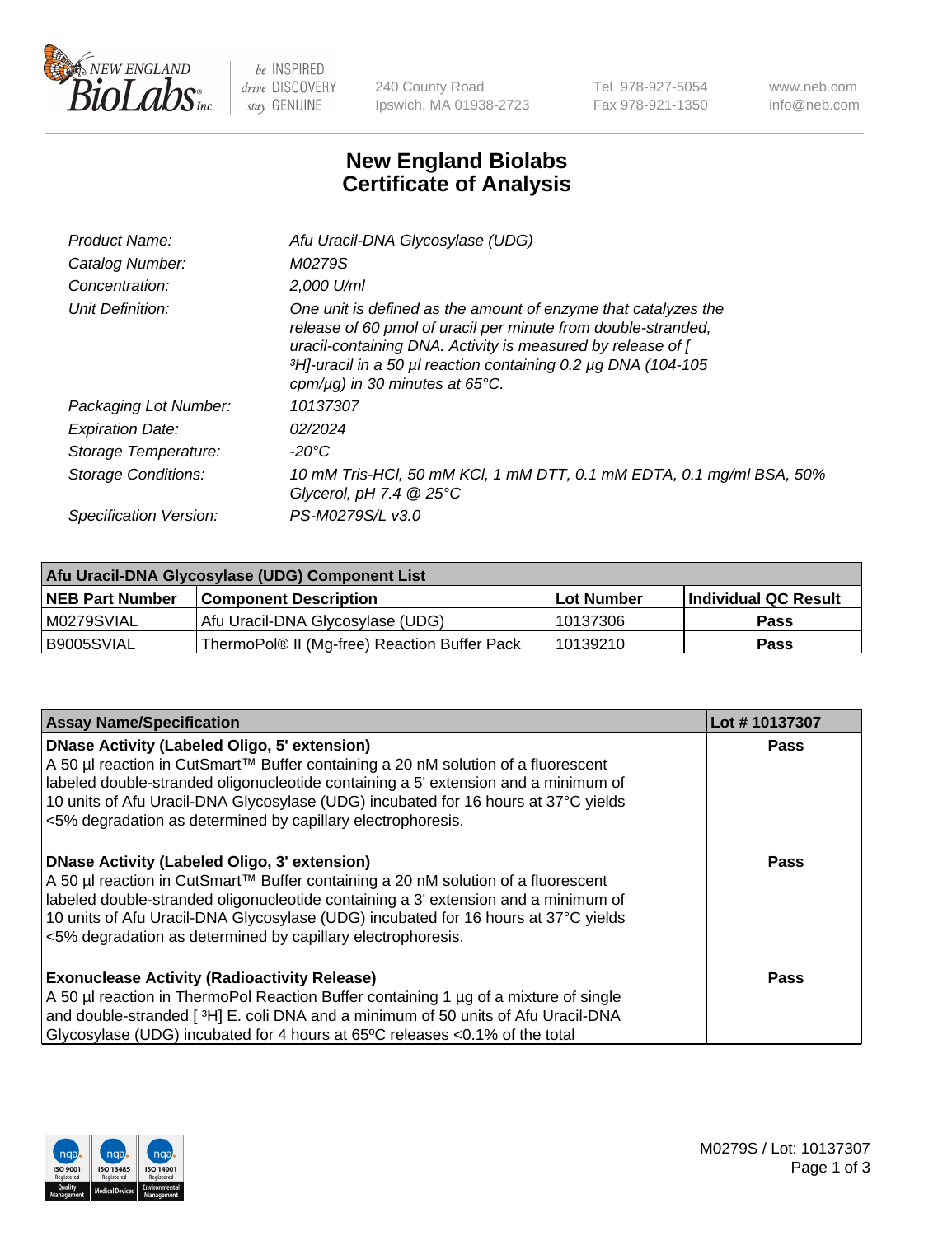New England Biolabs Inc. — be INSPIRED drive DISCOVERY stay GENUINE

240 County Road
Ipswich, MA 01938-2723

Tel 978-927-5054
Fax 978-921-1350

www.neb.com
info@neb.com

# New England Biolabs
# Certificate of Analysis

| | |
|---|---|
| *Product Name:* | *Afu Uracil-DNA Glycosylase (UDG)* |
| *Catalog Number:* | *M0279S* |
| *Concentration:* | *2,000 U/ml* |
| *Unit Definition:* | *One unit is defined as the amount of enzyme that catalyzes the release of 60 pmol of uracil per minute from double-stranded, uracil-containing DNA. Activity is measured by release of [ ³H]-uracil in a 50 µl reaction containing 0.2 µg DNA (104-105 cpm/µg) in 30 minutes at 65°C.* |
| *Packaging Lot Number:* | *10137307* |
| *Expiration Date:* | *02/2024* |
| *Storage Temperature:* | *-20°C* |
| *Storage Conditions:* | *10 mM Tris-HCl, 50 mM KCl, 1 mM DTT, 0.1 mM EDTA, 0.1 mg/ml BSA, 50% Glycerol, pH 7.4 @ 25°C* |
| *Specification Version:* | *PS-M0279S/L v3.0* |

| Afu Uracil-DNA Glycosylase (UDG) Component List | | | |
|---|---|---|---|
| **NEB Part Number** | **Component Description** | **Lot Number** | **Individual QC Result** |
| M0279SVIAL | Afu Uracil-DNA Glycosylase (UDG) | 10137306 | **Pass** |
| B9005SVIAL | ThermoPol® II (Mg-free) Reaction Buffer Pack | 10139210 | **Pass** |

| Assay Name/Specification | Lot # 10137307 |
|---|---|
| **DNase Activity (Labeled Oligo, 5' extension)**<br>A 50 µl reaction in CutSmart™ Buffer containing a 20 nM solution of a fluorescent labeled double-stranded oligonucleotide containing a 5' extension and a minimum of 10 units of Afu Uracil-DNA Glycosylase (UDG) incubated for 16 hours at 37°C yields <5% degradation as determined by capillary electrophoresis. | **Pass** |
| **DNase Activity (Labeled Oligo, 3' extension)**<br>A 50 µl reaction in CutSmart™ Buffer containing a 20 nM solution of a fluorescent labeled double-stranded oligonucleotide containing a 3' extension and a minimum of 10 units of Afu Uracil-DNA Glycosylase (UDG) incubated for 16 hours at 37°C yields <5% degradation as determined by capillary electrophoresis. | **Pass** |
| **Exonuclease Activity (Radioactivity Release)**<br>A 50 µl reaction in ThermoPol Reaction Buffer containing 1 µg of a mixture of single and double-stranded [ ³H] E. coli DNA and a minimum of 50 units of Afu Uracil-DNA Glycosylase (UDG) incubated for 4 hours at 65ºC releases <0.1% of the total | **Pass** |

M0279S / Lot: 10137307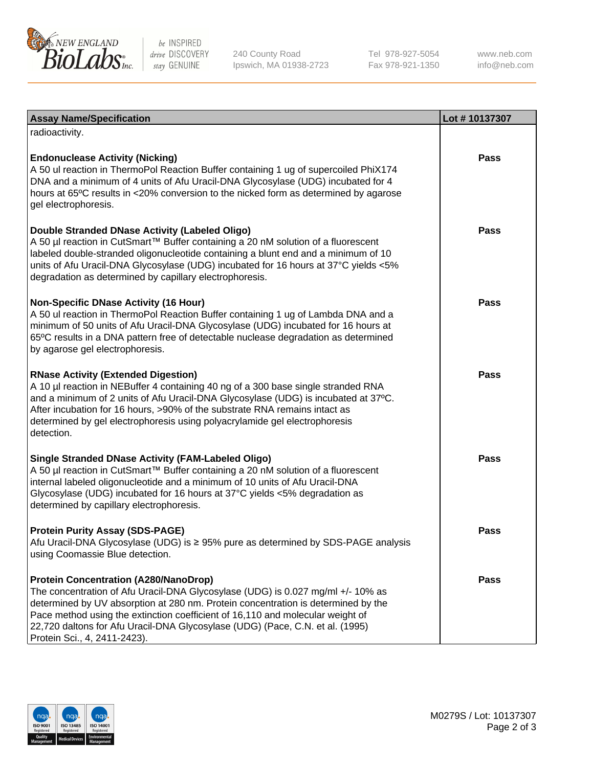| Assay Name/Specification | Lot # 10137307 |
| --- | --- |
| radioactivity. | |
| **Endonuclease Activity (Nicking)**<br>A 50 ul reaction in ThermoPol Reaction Buffer containing 1 ug of supercoiled PhiX174 DNA and a minimum of 4 units of Afu Uracil-DNA Glycosylase (UDG) incubated for 4 hours at 65ºC results in <20% conversion to the nicked form as determined by agarose gel electrophoresis. | **Pass** |
| **Double Stranded DNase Activity (Labeled Oligo)**<br>A 50 µl reaction in CutSmart™ Buffer containing a 20 nM solution of a fluorescent labeled double-stranded oligonucleotide containing a blunt end and a minimum of 10 units of Afu Uracil-DNA Glycosylase (UDG) incubated for 16 hours at 37°C yields <5% degradation as determined by capillary electrophoresis. | **Pass** |
| **Non-Specific DNase Activity (16 Hour)**<br>A 50 ul reaction in ThermoPol Reaction Buffer containing 1 ug of Lambda DNA and a minimum of 50 units of Afu Uracil-DNA Glycosylase (UDG) incubated for 16 hours at 65ºC results in a DNA pattern free of detectable nuclease degradation as determined by agarose gel electrophoresis. | **Pass** |
| **RNase Activity (Extended Digestion)**<br>A 10 µl reaction in NEBuffer 4 containing 40 ng of a 300 base single stranded RNA and a minimum of 2 units of Afu Uracil-DNA Glycosylase (UDG) is incubated at 37ºC. After incubation for 16 hours, >90% of the substrate RNA remains intact as determined by gel electrophoresis using polyacrylamide gel electrophoresis detection. | **Pass** |
| **Single Stranded DNase Activity (FAM-Labeled Oligo)**<br>A 50 µl reaction in CutSmart™ Buffer containing a 20 nM solution of a fluorescent internal labeled oligonucleotide and a minimum of 10 units of Afu Uracil-DNA Glycosylase (UDG) incubated for 16 hours at 37°C yields <5% degradation as determined by capillary electrophoresis. | **Pass** |
| **Protein Purity Assay (SDS-PAGE)**<br>Afu Uracil-DNA Glycosylase (UDG) is ≥ 95% pure as determined by SDS-PAGE analysis using Coomassie Blue detection. | **Pass** |
| **Protein Concentration (A280/NanoDrop)**<br>The concentration of Afu Uracil-DNA Glycosylase (UDG) is 0.027 mg/ml +/- 10% as determined by UV absorption at 280 nm. Protein concentration is determined by the Pace method using the extinction coefficient of 16,110 and molecular weight of 22,720 daltons for Afu Uracil-DNA Glycosylase (UDG) (Pace, C.N. et al. (1995) Protein Sci., 4, 2411-2423). | **Pass** |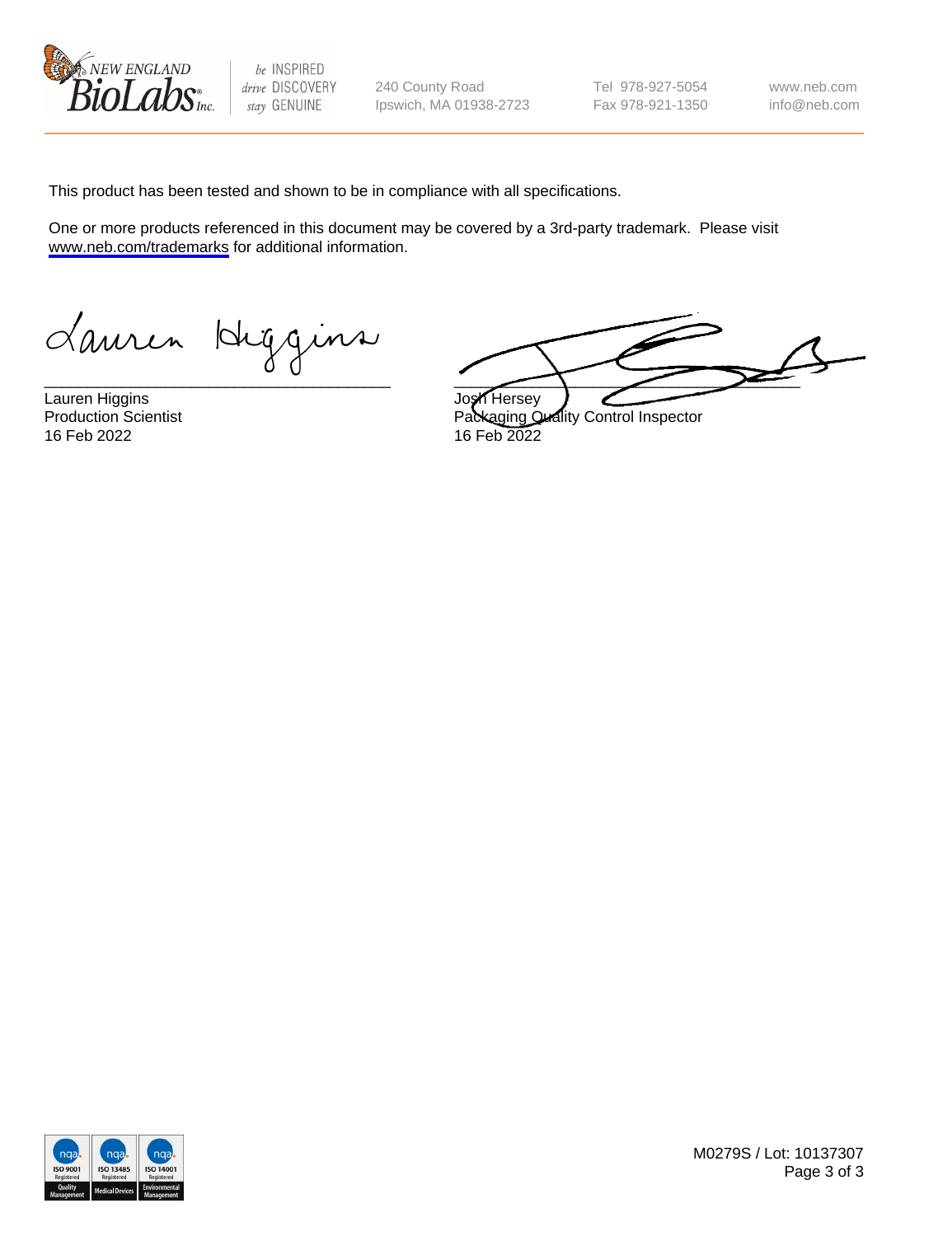This product has been tested and shown to be in compliance with all specifications.

One or more products referenced in this document may be covered by a 3rd-party trademark. Please visit www.neb.com/trademarks for additional information.

Lauren Higgins
Production Scientist
16 Feb 2022

Josh Hersey
Packaging Quality Control Inspector
16 Feb 2022

M0279S / Lot: 10137307